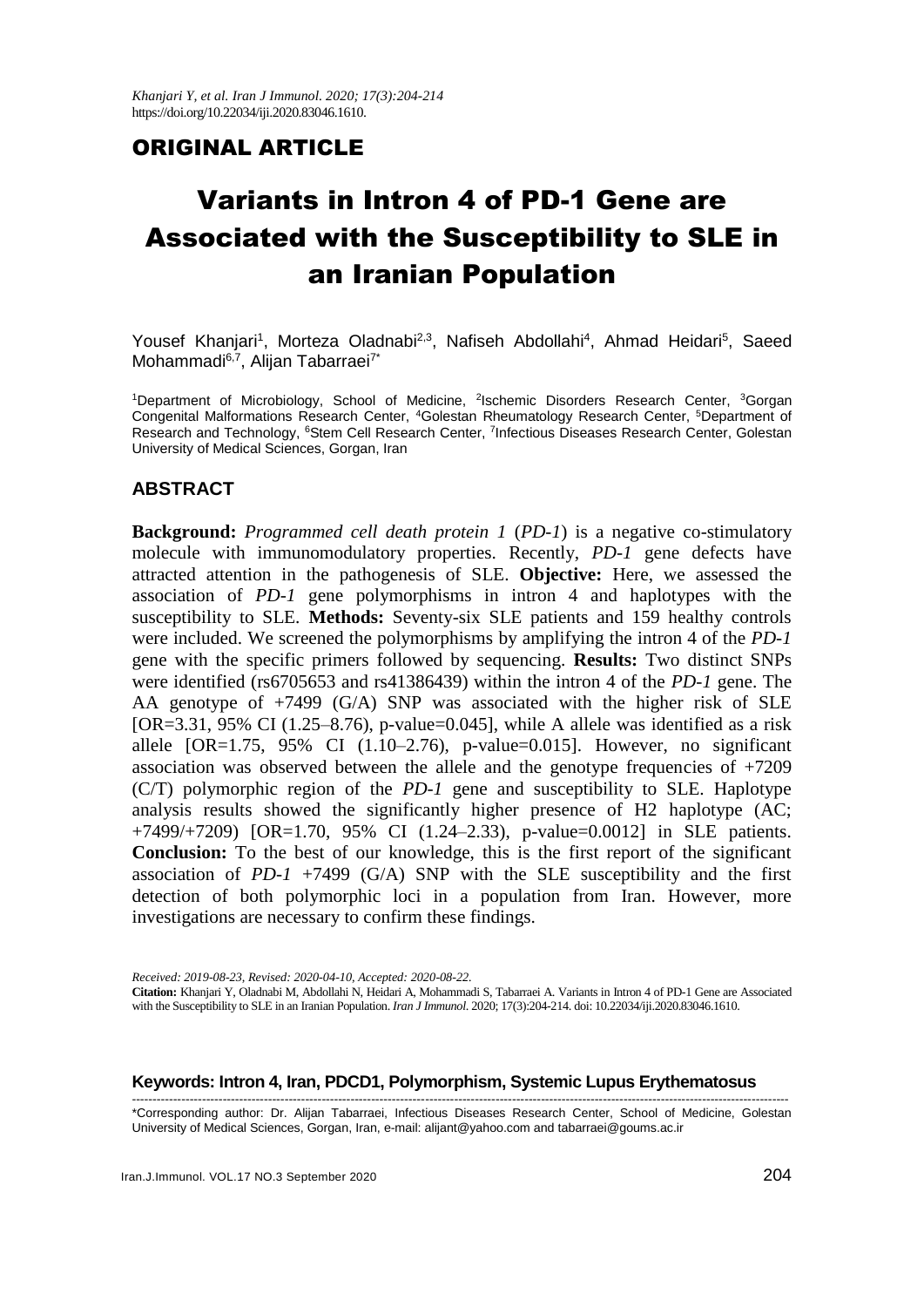*Khanjari Y, et al. Iran J Immunol. 2020; 17(3):204-214*
https://doi.org/10.22034/iji.2020.83046.1610.

## ORIGINAL ARTICLE

# Variants in Intron 4 of PD-1 Gene are Associated with the Susceptibility to SLE in an Iranian Population

Yousef Khanjari[1], Morteza Oladnabi[2,3], Nafiseh Abdollahi[4], Ahmad Heidari[5], Saeed Mohammadi[6,7], Alijan Tabarraei[7*]

[1]Department of Microbiology, School of Medicine, [2]Ischemic Disorders Research Center, [3]Gorgan Congenital Malformations Research Center, [4]Golestan Rheumatology Research Center, [5]Department of Research and Technology, [6]Stem Cell Research Center, [7]Infectious Diseases Research Center, Golestan University of Medical Sciences, Gorgan, Iran

### ABSTRACT

**Background:** *Programmed cell death protein 1* (*PD-1*) is a negative co-stimulatory molecule with immunomodulatory properties. Recently, *PD-1* gene defects have attracted attention in the pathogenesis of SLE. **Objective:** Here, we assessed the association of *PD-1* gene polymorphisms in intron 4 and haplotypes with the susceptibility to SLE. **Methods:** Seventy-six SLE patients and 159 healthy controls were included. We screened the polymorphisms by amplifying the intron 4 of the *PD-1* gene with the specific primers followed by sequencing. **Results:** Two distinct SNPs were identified (rs6705653 and rs41386439) within the intron 4 of the *PD-1* gene. The AA genotype of +7499 (G/A) SNP was associated with the higher risk of SLE [OR=3.31, 95% CI (1.25–8.76), p-value=0.045], while A allele was identified as a risk allele [OR=1.75, 95% CI (1.10–2.76), p-value=0.015]. However, no significant association was observed between the allele and the genotype frequencies of +7209 (C/T) polymorphic region of the *PD-1* gene and susceptibility to SLE. Haplotype analysis results showed the significantly higher presence of H2 haplotype (AC; +7499/+7209) [OR=1.70, 95% CI (1.24–2.33), p-value=0.0012] in SLE patients. **Conclusion:** To the best of our knowledge, this is the first report of the significant association of *PD-1* +7499 (G/A) SNP with the SLE susceptibility and the first detection of both polymorphic loci in a population from Iran. However, more investigations are necessary to confirm these findings.

*Received: 2019-08-23, Revised: 2020-04-10, Accepted: 2020-08-22.*

**Citation:** Khanjari Y, Oladnabi M, Abdollahi N, Heidari A, Mohammadi S, Tabarraei A. Variants in Intron 4 of PD-1 Gene are Associated with the Susceptibility to SLE in an Iranian Population. *Iran J Immunol.* 2020; 17(3):204-214. doi: 10.22034/iji.2020.83046.1610.

**Keywords: Intron 4, Iran, PDCD1, Polymorphism, Systemic Lupus Erythematosus**

---

*Corresponding author: Dr. Alijan Tabarraei, Infectious Diseases Research Center, School of Medicine, Golestan University of Medical Sciences, Gorgan, Iran, e-mail: alijant@yahoo.com and tabarraei@goums.ac.ir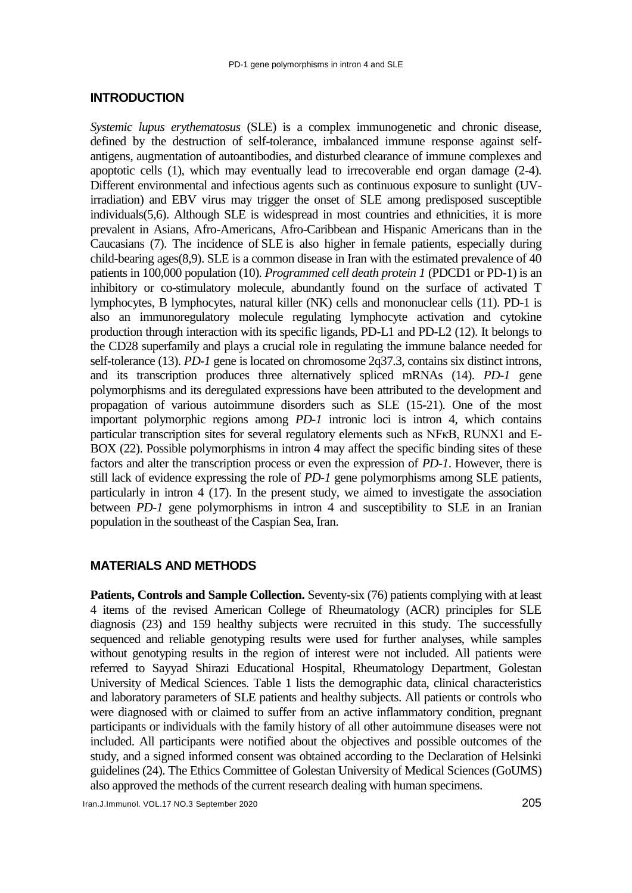## INTRODUCTION

*Systemic lupus erythematosus* (SLE) is a complex immunogenetic and chronic disease, defined by the destruction of self-tolerance, imbalanced immune response against self-antigens, augmentation of autoantibodies, and disturbed clearance of immune complexes and apoptotic cells (1), which may eventually lead to irrecoverable end organ damage (2-4). Different environmental and infectious agents such as continuous exposure to sunlight (UV-irradiation) and EBV virus may trigger the onset of SLE among predisposed susceptible individuals(5,6). Although SLE is widespread in most countries and ethnicities, it is more prevalent in Asians, Afro-Americans, Afro-Caribbean and Hispanic Americans than in the Caucasians (7). The incidence of SLE is also higher in female patients, especially during child-bearing ages(8,9). SLE is a common disease in Iran with the estimated prevalence of 40 patients in 100,000 population (10). *Programmed cell death protein 1* (PDCD1 or PD-1) is an inhibitory or co-stimulatory molecule, abundantly found on the surface of activated T lymphocytes, B lymphocytes, natural killer (NK) cells and mononuclear cells (11). PD-1 is also an immunoregulatory molecule regulating lymphocyte activation and cytokine production through interaction with its specific ligands, PD-L1 and PD-L2 (12). It belongs to the CD28 superfamily and plays a crucial role in regulating the immune balance needed for self-tolerance (13). *PD-1* gene is located on chromosome 2q37.3, contains six distinct introns, and its transcription produces three alternatively spliced mRNAs (14). *PD-1* gene polymorphisms and its deregulated expressions have been attributed to the development and propagation of various autoimmune disorders such as SLE (15-21). One of the most important polymorphic regions among *PD-1* intronic loci is intron 4, which contains particular transcription sites for several regulatory elements such as NFκB, RUNX1 and E-BOX (22). Possible polymorphisms in intron 4 may affect the specific binding sites of these factors and alter the transcription process or even the expression of *PD-1*. However, there is still lack of evidence expressing the role of *PD-1* gene polymorphisms among SLE patients, particularly in intron 4 (17). In the present study, we aimed to investigate the association between *PD-1* gene polymorphisms in intron 4 and susceptibility to SLE in an Iranian population in the southeast of the Caspian Sea, Iran.

## MATERIALS AND METHODS

**Patients, Controls and Sample Collection.** Seventy-six (76) patients complying with at least 4 items of the revised American College of Rheumatology (ACR) principles for SLE diagnosis (23) and 159 healthy subjects were recruited in this study. The successfully sequenced and reliable genotyping results were used for further analyses, while samples without genotyping results in the region of interest were not included. All patients were referred to Sayyad Shirazi Educational Hospital, Rheumatology Department, Golestan University of Medical Sciences. Table 1 lists the demographic data, clinical characteristics and laboratory parameters of SLE patients and healthy subjects. All patients or controls who were diagnosed with or claimed to suffer from an active inflammatory condition, pregnant participants or individuals with the family history of all other autoimmune diseases were not included. All participants were notified about the objectives and possible outcomes of the study, and a signed informed consent was obtained according to the Declaration of Helsinki guidelines (24). The Ethics Committee of Golestan University of Medical Sciences (GoUMS) also approved the methods of the current research dealing with human specimens.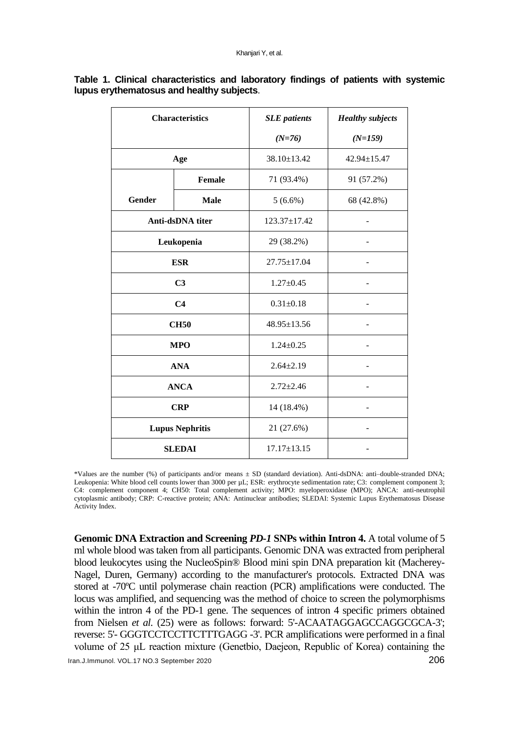**Table 1. Clinical characteristics and laboratory findings of patients with systemic lupus erythematosus and healthy subjects**.

| Characteristics | | *SLE patients (N=76)* | *Healthy subjects (N=159)* |
|---|---|---|---|
| **Age** | | 38.10±13.42 | 42.94±15.47 |
| **Gender** | **Female** | 71 (93.4%) | 91 (57.2%) |
| | **Male** | 5 (6.6%) | 68 (42.8%) |
| **Anti-dsDNA titer** | | 123.37±17.42 | - |
| **Leukopenia** | | 29 (38.2%) | - |
| **ESR** | | 27.75±17.04 | - |
| **C3** | | 1.27±0.45 | - |
| **C4** | | 0.31±0.18 | - |
| **CH50** | | 48.95±13.56 | - |
| **MPO** | | 1.24±0.25 | - |
| **ANA** | | 2.64±2.19 | - |
| **ANCA** | | 2.72±2.46 | - |
| **CRP** | | 14 (18.4%) | - |
| **Lupus Nephritis** | | 21 (27.6%) | - |
| **SLEDAI** | | 17.17±13.15 | - |

*Values are the number (%) of participants and/or means ± SD (standard deviation). Anti-dsDNA: anti–double-stranded DNA; Leukopenia: White blood cell counts lower than 3000 per µL; ESR: erythrocyte sedimentation rate; C3: complement component 3; C4: complement component 4; CH50: Total complement activity; MPO: myeloperoxidase (MPO); ANCA: anti-neutrophil cytoplasmic antibody; CRP: C-reactive protein; ANA: Antinuclear antibodies; SLEDAI: Systemic Lupus Erythematosus Disease Activity Index.

**Genomic DNA Extraction and Screening *PD-1* SNPs within Intron 4.** A total volume of 5 ml whole blood was taken from all participants. Genomic DNA was extracted from peripheral blood leukocytes using the NucleoSpin® Blood mini spin DNA preparation kit (Macherey-Nagel, Duren, Germany) according to the manufacturer's protocols. Extracted DNA was stored at -70ºC until polymerase chain reaction (PCR) amplifications were conducted. The locus was amplified, and sequencing was the method of choice to screen the polymorphisms within the intron 4 of the PD-1 gene. The sequences of intron 4 specific primers obtained from Nielsen *et al*. (25) were as follows: forward: 5'-ACAATAGGAGCCAGGCGCA-3'; reverse: 5'- GGGTCCTCCTTCTTTGAGG -3'. PCR amplifications were performed in a final volume of 25 µL reaction mixture (Genetbio, Daejeon, Republic of Korea) containing the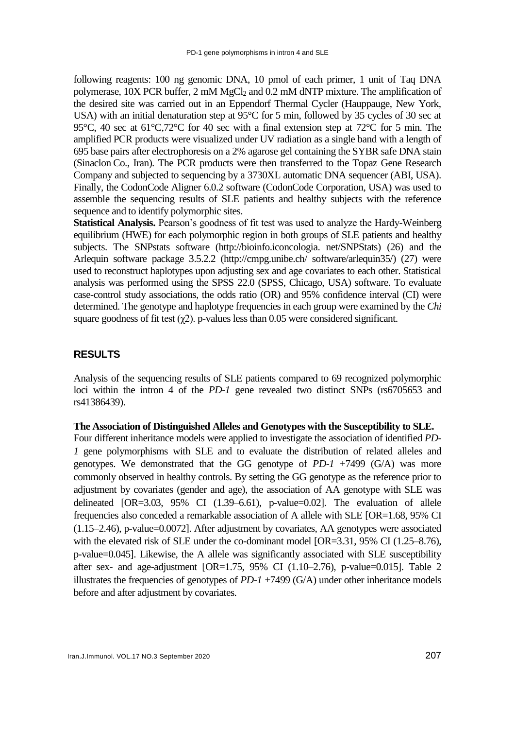following reagents: 100 ng genomic DNA, 10 pmol of each primer, 1 unit of Taq DNA polymerase, 10X PCR buffer, 2 mM $MgCl_2$ and 0.2 mM dNTP mixture. The amplification of the desired site was carried out in an Eppendorf Thermal Cycler (Hauppauge, New York, USA) with an initial denaturation step at 95°C for 5 min, followed by 35 cycles of 30 sec at 95°C, 40 sec at 61°C,72°C for 40 sec with a final extension step at 72°C for 5 min. The amplified PCR products were visualized under UV radiation as a single band with a length of 695 base pairs after electrophoresis on a 2% agarose gel containing the SYBR safe DNA stain (Sinaclon Co., Iran). The PCR products were then transferred to the Topaz Gene Research Company and subjected to sequencing by a 3730XL automatic DNA sequencer (ABI, USA). Finally, the CodonCode Aligner 6.0.2 software (CodonCode Corporation, USA) was used to assemble the sequencing results of SLE patients and healthy subjects with the reference sequence and to identify polymorphic sites.

**Statistical Analysis.** Pearson's goodness of fit test was used to analyze the Hardy-Weinberg equilibrium (HWE) for each polymorphic region in both groups of SLE patients and healthy subjects. The SNPstats software (http://bioinfo.iconcologia. net/SNPStats) (26) and the Arlequin software package 3.5.2.2 (http://cmpg.unibe.ch/ software/arlequin35/) (27) were used to reconstruct haplotypes upon adjusting sex and age covariates to each other. Statistical analysis was performed using the SPSS 22.0 (SPSS, Chicago, USA) software. To evaluate case-control study associations, the odds ratio (OR) and 95% confidence interval (CI) were determined. The genotype and haplotype frequencies in each group were examined by the *Chi* square goodness of fit test ($\chi 2$). p-values less than 0.05 were considered significant.

## RESULTS

Analysis of the sequencing results of SLE patients compared to 69 recognized polymorphic loci within the intron 4 of the *PD-1* gene revealed two distinct SNPs (rs6705653 and rs41386439).

**The Association of Distinguished Alleles and Genotypes with the Susceptibility to SLE.** Four different inheritance models were applied to investigate the association of identified *PD-1* gene polymorphisms with SLE and to evaluate the distribution of related alleles and genotypes. We demonstrated that the GG genotype of *PD-1* +7499 (G/A) was more commonly observed in healthy controls. By setting the GG genotype as the reference prior to adjustment by covariates (gender and age), the association of AA genotype with SLE was delineated [OR=3.03, 95% CI (1.39–6.61), p-value=0.02]. The evaluation of allele frequencies also conceded a remarkable association of A allele with SLE [OR=1.68, 95% CI (1.15–2.46), p-value=0.0072]. After adjustment by covariates, AA genotypes were associated with the elevated risk of SLE under the co-dominant model [OR=3.31, 95% CI (1.25–8.76), p-value=0.045]. Likewise, the A allele was significantly associated with SLE susceptibility after sex- and age-adjustment [OR=1.75, 95% CI (1.10–2.76), p-value=0.015]. Table 2 illustrates the frequencies of genotypes of *PD-1* +7499 (G/A) under other inheritance models before and after adjustment by covariates.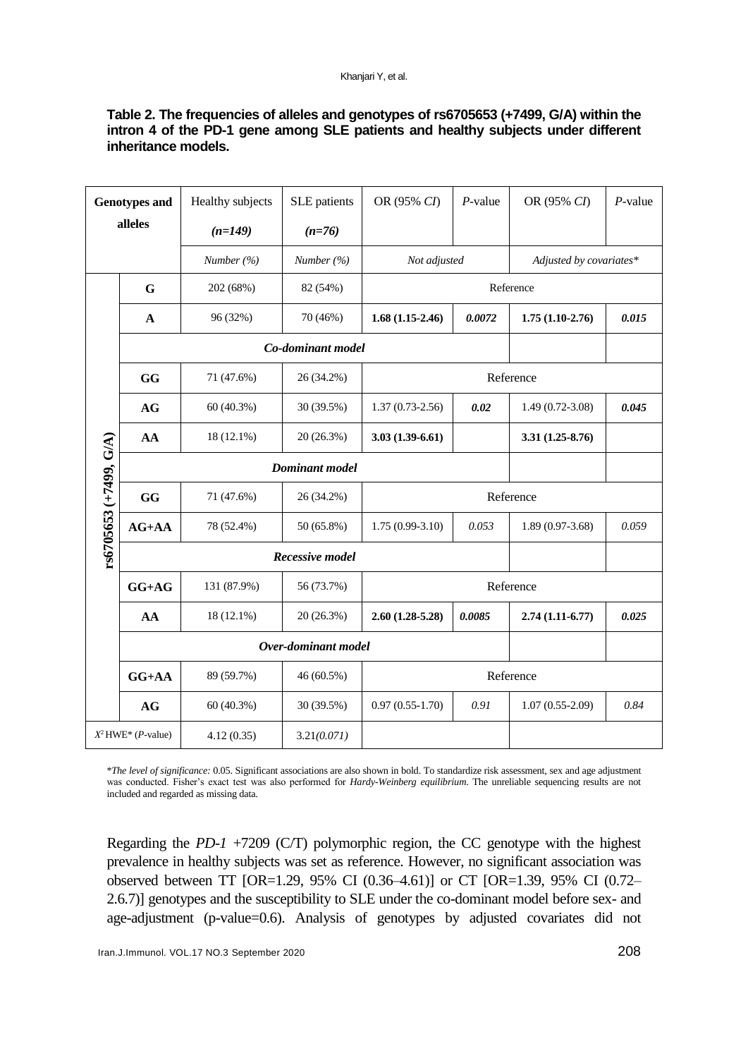**Table 2. The frequencies of alleles and genotypes of rs6705653 (+7499, G/A) within the intron 4 of the PD-1 gene among SLE patients and healthy subjects under different inheritance models.**

| Genotypes and alleles | | Healthy subjects *(n=149)* | SLE patients *(n=76)* | OR (95% *CI*) | *P*-value | OR (95% *CI*) | *P*-value |
|---|---|---|---|---|---|---|---|
| | | *Number (%)* | *Number (%)* | *Not adjusted* | | *Adjusted by covariates** | |
| **rs6705653 (+7499, G/A)** | **G** | 202 (68%) | 82 (54%) | Reference | | | |
| | **A** | 96 (32%) | 70 (46%) | **1.68 (1.15-2.46)** | ***0.0072*** | **1.75 (1.10-2.76)** | ***0.015*** |
| | ***Co-dominant model*** | | | | | | |
| | **GG** | 71 (47.6%) | 26 (34.2%) | Reference | | | |
| | **AG** | 60 (40.3%) | 30 (39.5%) | 1.37 (0.73-2.56) | ***0.02*** | 1.49 (0.72-3.08) | ***0.045*** |
| | **AA** | 18 (12.1%) | 20 (26.3%) | **3.03 (1.39-6.61)** | | **3.31 (1.25-8.76)** | |
| | ***Dominant model*** | | | | | | |
| | **GG** | 71 (47.6%) | 26 (34.2%) | Reference | | | |
| | **AG+AA** | 78 (52.4%) | 50 (65.8%) | 1.75 (0.99-3.10) | *0.053* | 1.89 (0.97-3.68) | *0.059* |
| | ***Recessive model*** | | | | | | |
| | **GG+AG** | 131 (87.9%) | 56 (73.7%) | Reference | | | |
| | **AA** | 18 (12.1%) | 20 (26.3%) | **2.60 (1.28-5.28)** | ***0.0085*** | **2.74 (1.11-6.77)** | ***0.025*** |
| | ***Over-dominant model*** | | | | | | |
| | **GG+AA** | 89 (59.7%) | 46 (60.5%) | Reference | | | |
| | **AG** | 60 (40.3%) | 30 (39.5%) | 0.97 (0.55-1.70) | *0.91* | 1.07 (0.55-2.09) | *0.84* |
| $X^2$ HWE* (*P*-value) | | 4.12 (0.35) | 3.21*(0.071)* | | | | |

\**The level of significance:* 0.05. Significant associations are also shown in bold. To standardize risk assessment, sex and age adjustment was conducted. Fisher's exact test was also performed for *Hardy-Weinberg equilibrium*. The unreliable sequencing results are not included and regarded as missing data.

Regarding the *PD-1* +7209 (C/T) polymorphic region, the CC genotype with the highest prevalence in healthy subjects was set as reference. However, no significant association was observed between TT [OR=1.29, 95% CI (0.36–4.61)] or CT [OR=1.39, 95% CI (0.72–2.6.7)] genotypes and the susceptibility to SLE under the co-dominant model before sex- and age-adjustment (p-value=0.6). Analysis of genotypes by adjusted covariates did not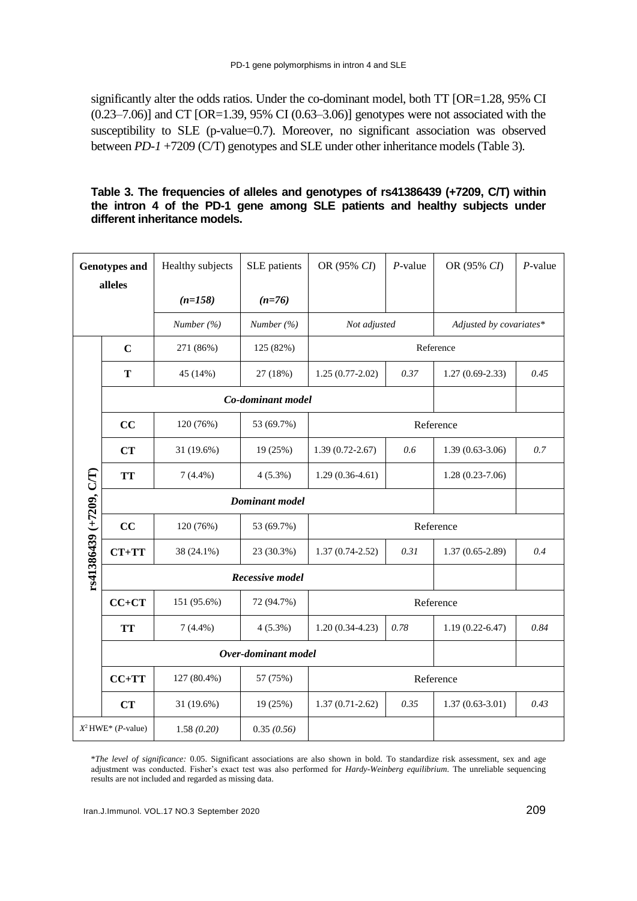significantly alter the odds ratios. Under the co-dominant model, both TT [OR=1.28, 95% CI (0.23–7.06)] and CT [OR=1.39, 95% CI (0.63–3.06)] genotypes were not associated with the susceptibility to SLE (p-value=0.7). Moreover, no significant association was observed between *PD-1* +7209 (C/T) genotypes and SLE under other inheritance models (Table 3).

**Table 3. The frequencies of alleles and genotypes of rs41386439 (+7209, C/T) within the intron 4 of the PD-1 gene among SLE patients and healthy subjects under different inheritance models.**

| Genotypes and alleles | | Healthy subjects (*n=158*) | SLE patients (*n=76*) | OR (95% *CI*) | *P*-value | OR (95% *CI*) | *P*-value |
|---|---|---|---|---|---|---|---|
| | | *Number (%)* | *Number (%)* | *Not adjusted* | | *Adjusted by covariates** | |
| rs41386439 (+7209, C/T) | **C** | 271 (86%) | 125 (82%) | Reference | | | |
| | **T** | 45 (14%) | 27 (18%) | 1.25 (0.77-2.02) | *0.37* | 1.27 (0.69-2.33) | *0.45* |
| | ***Co-dominant model*** | | | | | | |
| | **CC** | 120 (76%) | 53 (69.7%) | Reference | | | |
| | **CT** | 31 (19.6%) | 19 (25%) | 1.39 (0.72-2.67) | *0.6* | 1.39 (0.63-3.06) | *0.7* |
| | **TT** | 7 (4.4%) | 4 (5.3%) | 1.29 (0.36-4.61) | | 1.28 (0.23-7.06) | |
| | ***Dominant model*** | | | | | | |
| | **CC** | 120 (76%) | 53 (69.7%) | Reference | | | |
| | **CT+TT** | 38 (24.1%) | 23 (30.3%) | 1.37 (0.74-2.52) | *0.31* | 1.37 (0.65-2.89) | *0.4* |
| | ***Recessive model*** | | | | | | |
| | **CC+CT** | 151 (95.6%) | 72 (94.7%) | Reference | | | |
| | **TT** | 7 (4.4%) | 4 (5.3%) | 1.20 (0.34-4.23) | *0.78* | 1.19 (0.22-6.47) | *0.84* |
| | ***Over-dominant model*** | | | | | | |
| | **CC+TT** | 127 (80.4%) | 57 (75%) | Reference | | | |
| | **CT** | 31 (19.6%) | 19 (25%) | 1.37 (0.71-2.62) | *0.35* | 1.37 (0.63-3.01) | *0.43* |
| $X^2$ HWE* (*P*-value) | | 1.58 *(0.20)* | 0.35 *(0.56)* | | | | |

**The level of significance:* 0.05. Significant associations are also shown in bold. To standardize risk assessment, sex and age adjustment was conducted. Fisher's exact test was also performed for *Hardy-Weinberg equilibrium*. The unreliable sequencing results are not included and regarded as missing data.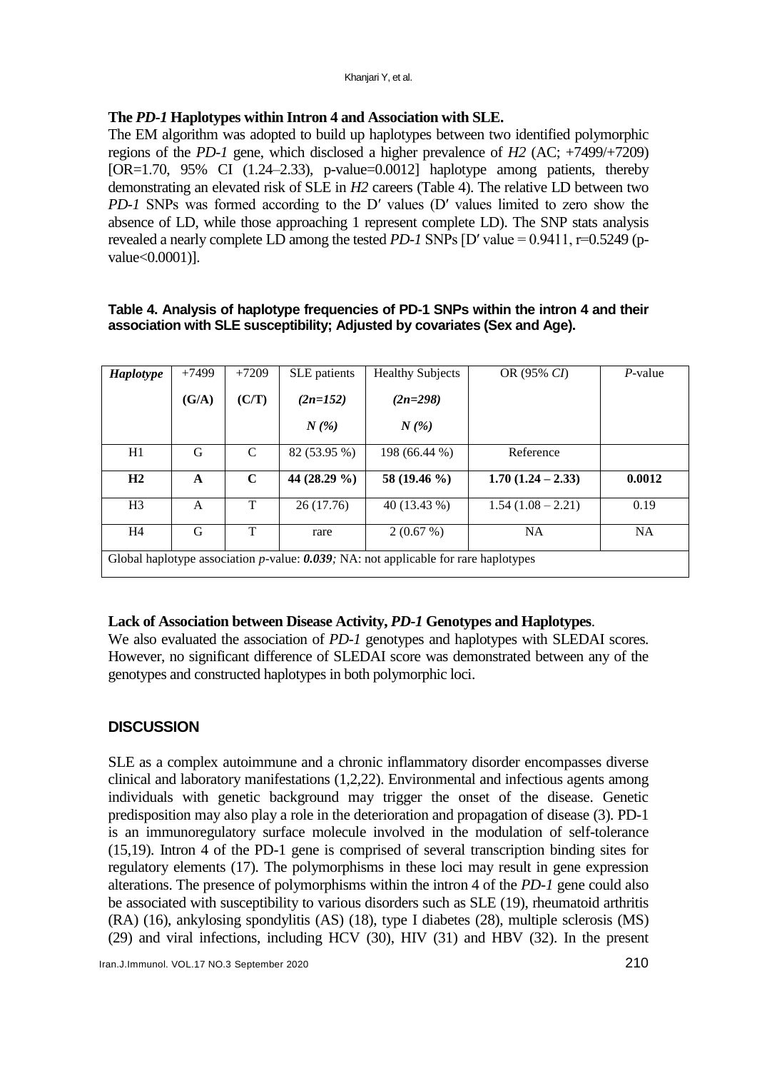### The *PD-1* Haplotypes within Intron 4 and Association with SLE.

The EM algorithm was adopted to build up haplotypes between two identified polymorphic regions of the *PD-1* gene, which disclosed a higher prevalence of *H2* (AC; +7499/+7209) [OR=1.70, 95% CI (1.24–2.33), p-value=0.0012] haplotype among patients, thereby demonstrating an elevated risk of SLE in *H2* careers (Table 4). The relative LD between two *PD-1* SNPs was formed according to the D′ values (D′ values limited to zero show the absence of LD, while those approaching 1 represent complete LD). The SNP stats analysis revealed a nearly complete LD among the tested *PD-1* SNPs [D′ value = 0.9411, r=0.5249 (p-value<0.0001)].

**Table 4. Analysis of haplotype frequencies of PD-1 SNPs within the intron 4 and their association with SLE susceptibility; Adjusted by covariates (Sex and Age).**

| *Haplotype* | +7499 (G/A) | +7209 (C/T) | SLE patients *(2n=152)* *N (%)* | Healthy Subjects *(2n=298)* *N (%)* | OR (95% *CI*) | *P*-value |
|---|---|---|---|---|---|---|
| H1 | G | C | 82 (53.95 %) | 198 (66.44 %) | Reference | |
| **H2** | **A** | **C** | **44 (28.29 %)** | **58 (19.46 %)** | **1.70 (1.24 – 2.33)** | **0.0012** |
| H3 | A | T | 26 (17.76) | 40 (13.43 %) | 1.54 (1.08 – 2.21) | 0.19 |
| H4 | G | T | rare | 2 (0.67 %) | NA | NA |
| Global haplotype association *p*-value: ***0.039****;* NA: not applicable for rare haplotypes | | | | | | |

### Lack of Association between Disease Activity, *PD-1* Genotypes and Haplotypes.

We also evaluated the association of *PD-1* genotypes and haplotypes with SLEDAI scores. However, no significant difference of SLEDAI score was demonstrated between any of the genotypes and constructed haplotypes in both polymorphic loci.

## DISCUSSION

SLE as a complex autoimmune and a chronic inflammatory disorder encompasses diverse clinical and laboratory manifestations (1,2,22). Environmental and infectious agents among individuals with genetic background may trigger the onset of the disease. Genetic predisposition may also play a role in the deterioration and propagation of disease (3). PD-1 is an immunoregulatory surface molecule involved in the modulation of self-tolerance (15,19). Intron 4 of the PD-1 gene is comprised of several transcription binding sites for regulatory elements (17). The polymorphisms in these loci may result in gene expression alterations. The presence of polymorphisms within the intron 4 of the *PD-1* gene could also be associated with susceptibility to various disorders such as SLE (19), rheumatoid arthritis (RA) (16), ankylosing spondylitis (AS) (18), type I diabetes (28), multiple sclerosis (MS) (29) and viral infections, including HCV (30), HIV (31) and HBV (32). In the present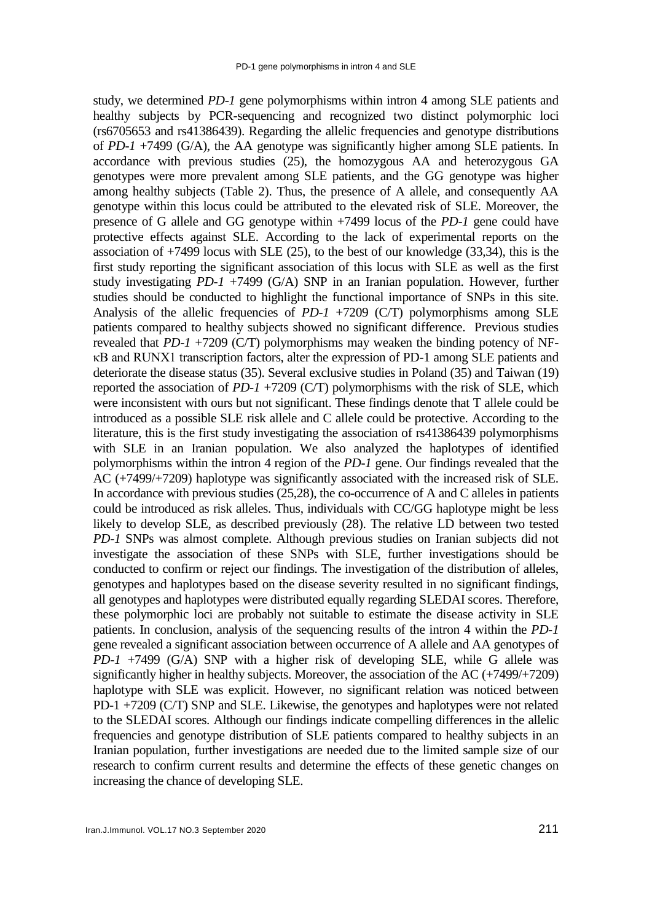study, we determined *PD-1* gene polymorphisms within intron 4 among SLE patients and healthy subjects by PCR-sequencing and recognized two distinct polymorphic loci (rs6705653 and rs41386439). Regarding the allelic frequencies and genotype distributions of *PD-1* +7499 (G/A), the AA genotype was significantly higher among SLE patients. In accordance with previous studies (25), the homozygous AA and heterozygous GA genotypes were more prevalent among SLE patients, and the GG genotype was higher among healthy subjects (Table 2). Thus, the presence of A allele, and consequently AA genotype within this locus could be attributed to the elevated risk of SLE. Moreover, the presence of G allele and GG genotype within +7499 locus of the *PD-1* gene could have protective effects against SLE. According to the lack of experimental reports on the association of +7499 locus with SLE (25), to the best of our knowledge (33,34), this is the first study reporting the significant association of this locus with SLE as well as the first study investigating *PD-1* +7499 (G/A) SNP in an Iranian population. However, further studies should be conducted to highlight the functional importance of SNPs in this site. Analysis of the allelic frequencies of *PD-1* +7209 (C/T) polymorphisms among SLE patients compared to healthy subjects showed no significant difference. Previous studies revealed that *PD-1* +7209 (C/T) polymorphisms may weaken the binding potency of NF-κB and RUNX1 transcription factors, alter the expression of PD-1 among SLE patients and deteriorate the disease status (35). Several exclusive studies in Poland (35) and Taiwan (19) reported the association of *PD-1* +7209 (C/T) polymorphisms with the risk of SLE, which were inconsistent with ours but not significant. These findings denote that T allele could be introduced as a possible SLE risk allele and C allele could be protective. According to the literature, this is the first study investigating the association of rs41386439 polymorphisms with SLE in an Iranian population. We also analyzed the haplotypes of identified polymorphisms within the intron 4 region of the *PD-1* gene. Our findings revealed that the AC (+7499/+7209) haplotype was significantly associated with the increased risk of SLE. In accordance with previous studies (25,28), the co-occurrence of A and C alleles in patients could be introduced as risk alleles. Thus, individuals with CC/GG haplotype might be less likely to develop SLE, as described previously (28). The relative LD between two tested *PD-1* SNPs was almost complete. Although previous studies on Iranian subjects did not investigate the association of these SNPs with SLE, further investigations should be conducted to confirm or reject our findings. The investigation of the distribution of alleles, genotypes and haplotypes based on the disease severity resulted in no significant findings, all genotypes and haplotypes were distributed equally regarding SLEDAI scores. Therefore, these polymorphic loci are probably not suitable to estimate the disease activity in SLE patients. In conclusion, analysis of the sequencing results of the intron 4 within the *PD-1* gene revealed a significant association between occurrence of A allele and AA genotypes of *PD-1* +7499 (G/A) SNP with a higher risk of developing SLE, while G allele was significantly higher in healthy subjects. Moreover, the association of the AC (+7499/+7209) haplotype with SLE was explicit. However, no significant relation was noticed between PD-1 +7209 (C/T) SNP and SLE. Likewise, the genotypes and haplotypes were not related to the SLEDAI scores. Although our findings indicate compelling differences in the allelic frequencies and genotype distribution of SLE patients compared to healthy subjects in an Iranian population, further investigations are needed due to the limited sample size of our research to confirm current results and determine the effects of these genetic changes on increasing the chance of developing SLE.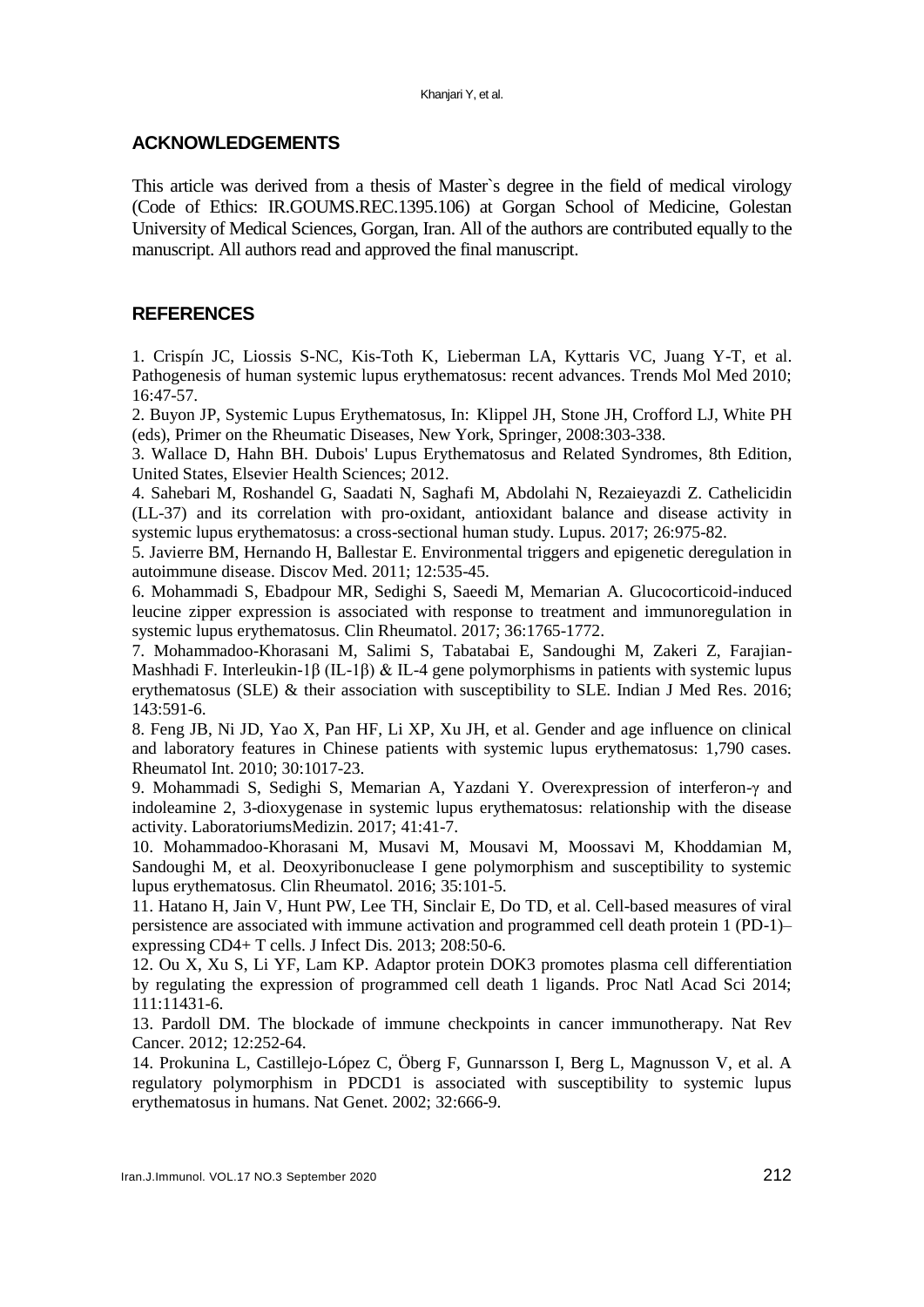## ACKNOWLEDGEMENTS

This article was derived from a thesis of Master`s degree in the field of medical virology (Code of Ethics: IR.GOUMS.REC.1395.106) at Gorgan School of Medicine, Golestan University of Medical Sciences, Gorgan, Iran. All of the authors are contributed equally to the manuscript. All authors read and approved the final manuscript.

## REFERENCES

1. Crispín JC, Liossis S-NC, Kis-Toth K, Lieberman LA, Kyttaris VC, Juang Y-T, et al. Pathogenesis of human systemic lupus erythematosus: recent advances. Trends Mol Med 2010; 16:47-57.

2. Buyon JP, Systemic Lupus Erythematosus, In: Klippel JH, Stone JH, Crofford LJ, White PH (eds), Primer on the Rheumatic Diseases, New York, Springer, 2008:303-338.

3. Wallace D, Hahn BH. Dubois' Lupus Erythematosus and Related Syndromes, 8th Edition, United States, Elsevier Health Sciences; 2012.

4. Sahebari M, Roshandel G, Saadati N, Saghafi M, Abdolahi N, Rezaieyazdi Z. Cathelicidin (LL-37) and its correlation with pro-oxidant, antioxidant balance and disease activity in systemic lupus erythematosus: a cross-sectional human study. Lupus. 2017; 26:975-82.

5. Javierre BM, Hernando H, Ballestar E. Environmental triggers and epigenetic deregulation in autoimmune disease. Discov Med. 2011; 12:535-45.

6. Mohammadi S, Ebadpour MR, Sedighi S, Saeedi M, Memarian A. Glucocorticoid-induced leucine zipper expression is associated with response to treatment and immunoregulation in systemic lupus erythematosus. Clin Rheumatol. 2017; 36:1765-1772.

7. Mohammadoo-Khorasani M, Salimi S, Tabatabai E, Sandoughi M, Zakeri Z, Farajian-Mashhadi F. Interleukin-1β (IL-1β) & IL-4 gene polymorphisms in patients with systemic lupus erythematosus (SLE) & their association with susceptibility to SLE. Indian J Med Res. 2016; 143:591-6.

8. Feng JB, Ni JD, Yao X, Pan HF, Li XP, Xu JH, et al. Gender and age influence on clinical and laboratory features in Chinese patients with systemic lupus erythematosus: 1,790 cases. Rheumatol Int. 2010; 30:1017-23.

9. Mohammadi S, Sedighi S, Memarian A, Yazdani Y. Overexpression of interferon-γ and indoleamine 2, 3-dioxygenase in systemic lupus erythematosus: relationship with the disease activity. LaboratoriumsMedizin. 2017; 41:41-7.

10. Mohammadoo-Khorasani M, Musavi M, Mousavi M, Moossavi M, Khoddamian M, Sandoughi M, et al. Deoxyribonuclease I gene polymorphism and susceptibility to systemic lupus erythematosus. Clin Rheumatol. 2016; 35:101-5.

11. Hatano H, Jain V, Hunt PW, Lee TH, Sinclair E, Do TD, et al. Cell-based measures of viral persistence are associated with immune activation and programmed cell death protein 1 (PD-1)–expressing CD4+ T cells. J Infect Dis. 2013; 208:50-6.

12. Ou X, Xu S, Li YF, Lam KP. Adaptor protein DOK3 promotes plasma cell differentiation by regulating the expression of programmed cell death 1 ligands. Proc Natl Acad Sci 2014; 111:11431-6.

13. Pardoll DM. The blockade of immune checkpoints in cancer immunotherapy. Nat Rev Cancer. 2012; 12:252-64.

14. Prokunina L, Castillejo-López C, Öberg F, Gunnarsson I, Berg L, Magnusson V, et al. A regulatory polymorphism in PDCD1 is associated with susceptibility to systemic lupus erythematosus in humans. Nat Genet. 2002; 32:666-9.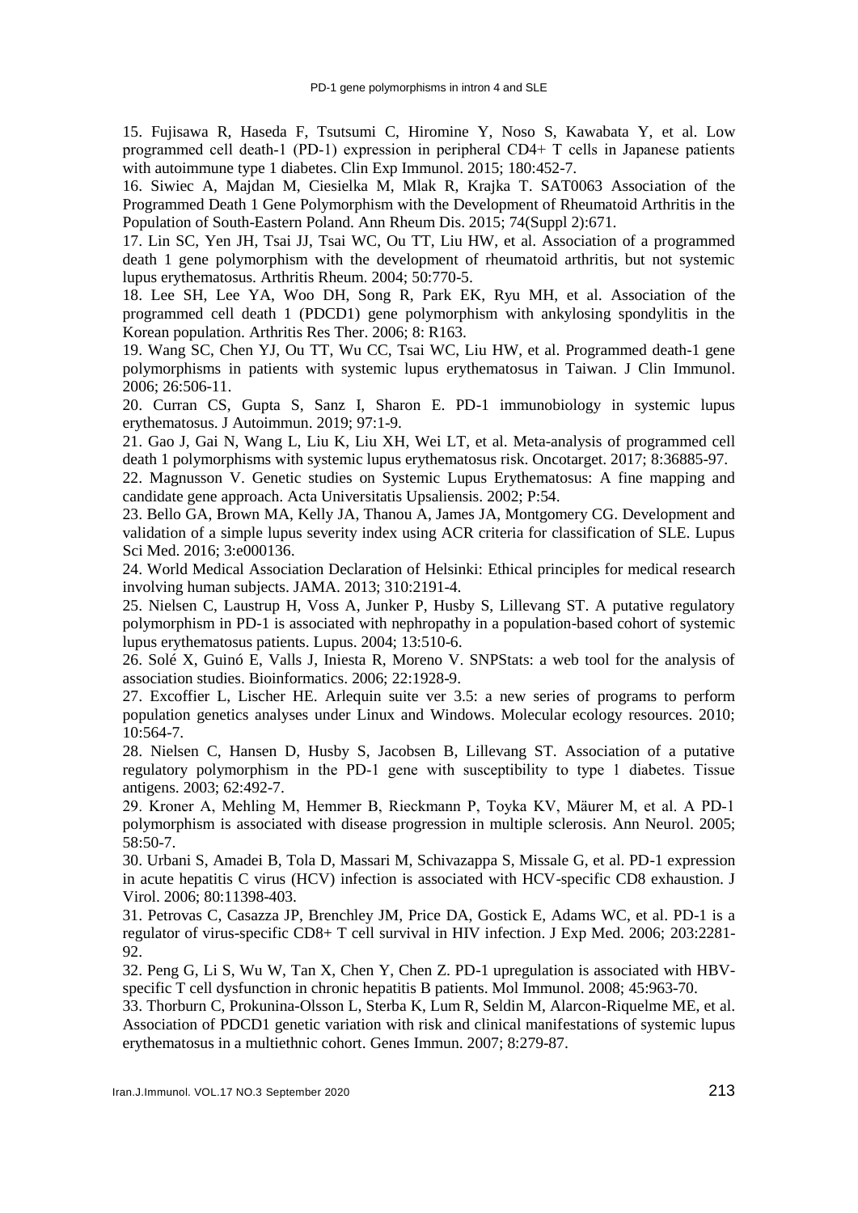15. Fujisawa R, Haseda F, Tsutsumi C, Hiromine Y, Noso S, Kawabata Y, et al. Low programmed cell death-1 (PD-1) expression in peripheral CD4+ T cells in Japanese patients with autoimmune type 1 diabetes. Clin Exp Immunol. 2015; 180:452-7.

16. Siwiec A, Majdan M, Ciesielka M, Mlak R, Krajka T. SAT0063 Association of the Programmed Death 1 Gene Polymorphism with the Development of Rheumatoid Arthritis in the Population of South-Eastern Poland. Ann Rheum Dis. 2015; 74(Suppl 2):671.

17. Lin SC, Yen JH, Tsai JJ, Tsai WC, Ou TT, Liu HW, et al. Association of a programmed death 1 gene polymorphism with the development of rheumatoid arthritis, but not systemic lupus erythematosus. Arthritis Rheum. 2004; 50:770-5.

18. Lee SH, Lee YA, Woo DH, Song R, Park EK, Ryu MH, et al. Association of the programmed cell death 1 (PDCD1) gene polymorphism with ankylosing spondylitis in the Korean population. Arthritis Res Ther. 2006; 8: R163.

19. Wang SC, Chen YJ, Ou TT, Wu CC, Tsai WC, Liu HW, et al. Programmed death-1 gene polymorphisms in patients with systemic lupus erythematosus in Taiwan. J Clin Immunol. 2006; 26:506-11.

20. Curran CS, Gupta S, Sanz I, Sharon E. PD-1 immunobiology in systemic lupus erythematosus. J Autoimmun. 2019; 97:1-9.

21. Gao J, Gai N, Wang L, Liu K, Liu XH, Wei LT, et al. Meta-analysis of programmed cell death 1 polymorphisms with systemic lupus erythematosus risk. Oncotarget. 2017; 8:36885-97.

22. Magnusson V. Genetic studies on Systemic Lupus Erythematosus: A fine mapping and candidate gene approach. Acta Universitatis Upsaliensis. 2002; P:54.

23. Bello GA, Brown MA, Kelly JA, Thanou A, James JA, Montgomery CG. Development and validation of a simple lupus severity index using ACR criteria for classification of SLE. Lupus Sci Med. 2016; 3:e000136.

24. World Medical Association Declaration of Helsinki: Ethical principles for medical research involving human subjects. JAMA. 2013; 310:2191-4.

25. Nielsen C, Laustrup H, Voss A, Junker P, Husby S, Lillevang ST. A putative regulatory polymorphism in PD-1 is associated with nephropathy in a population-based cohort of systemic lupus erythematosus patients. Lupus. 2004; 13:510-6.

26. Solé X, Guinó E, Valls J, Iniesta R, Moreno V. SNPStats: a web tool for the analysis of association studies. Bioinformatics. 2006; 22:1928-9.

27. Excoffier L, Lischer HE. Arlequin suite ver 3.5: a new series of programs to perform population genetics analyses under Linux and Windows. Molecular ecology resources. 2010; 10:564-7.

28. Nielsen C, Hansen D, Husby S, Jacobsen B, Lillevang ST. Association of a putative regulatory polymorphism in the PD-1 gene with susceptibility to type 1 diabetes. Tissue antigens. 2003; 62:492-7.

29. Kroner A, Mehling M, Hemmer B, Rieckmann P, Toyka KV, Mäurer M, et al. A PD-1 polymorphism is associated with disease progression in multiple sclerosis. Ann Neurol. 2005; 58:50-7.

30. Urbani S, Amadei B, Tola D, Massari M, Schivazappa S, Missale G, et al. PD-1 expression in acute hepatitis C virus (HCV) infection is associated with HCV-specific CD8 exhaustion. J Virol. 2006; 80:11398-403.

31. Petrovas C, Casazza JP, Brenchley JM, Price DA, Gostick E, Adams WC, et al. PD-1 is a regulator of virus-specific CD8+ T cell survival in HIV infection. J Exp Med. 2006; 203:2281-92.

32. Peng G, Li S, Wu W, Tan X, Chen Y, Chen Z. PD-1 upregulation is associated with HBV-specific T cell dysfunction in chronic hepatitis B patients. Mol Immunol. 2008; 45:963-70.

33. Thorburn C, Prokunina-Olsson L, Sterba K, Lum R, Seldin M, Alarcon-Riquelme ME, et al. Association of PDCD1 genetic variation with risk and clinical manifestations of systemic lupus erythematosus in a multiethnic cohort. Genes Immun. 2007; 8:279-87.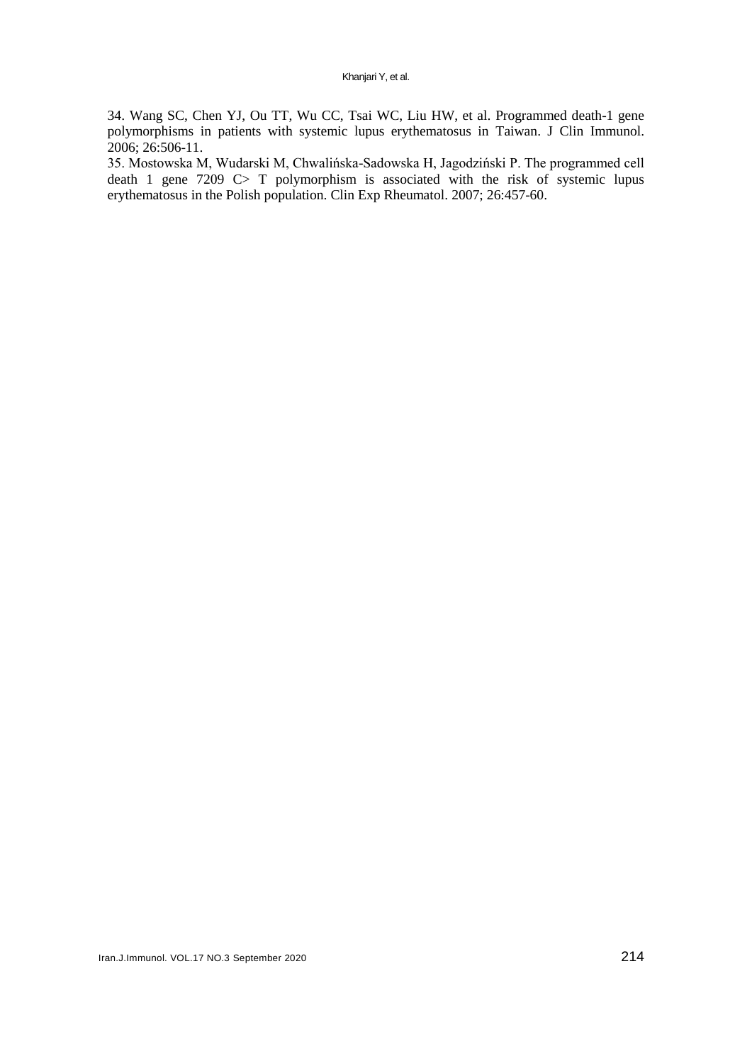34. Wang SC, Chen YJ, Ou TT, Wu CC, Tsai WC, Liu HW, et al. Programmed death-1 gene polymorphisms in patients with systemic lupus erythematosus in Taiwan. J Clin Immunol. 2006; 26:506-11.

35. Mostowska M, Wudarski M, Chwalińska-Sadowska H, Jagodziński P. The programmed cell death 1 gene 7209 C> T polymorphism is associated with the risk of systemic lupus erythematosus in the Polish population. Clin Exp Rheumatol. 2007; 26:457-60.